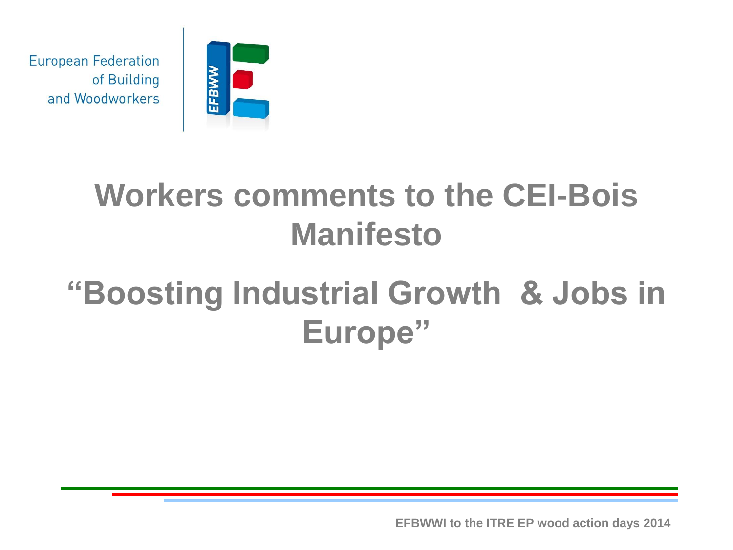European Federation of Building and Woodworkers

EFBWW

# Workers comments to the CEI-Bois Manifesto

# "Boosting Industrial Growth & Jobs in Europe"

EFBWWI to the ITRE EP wood action days 2014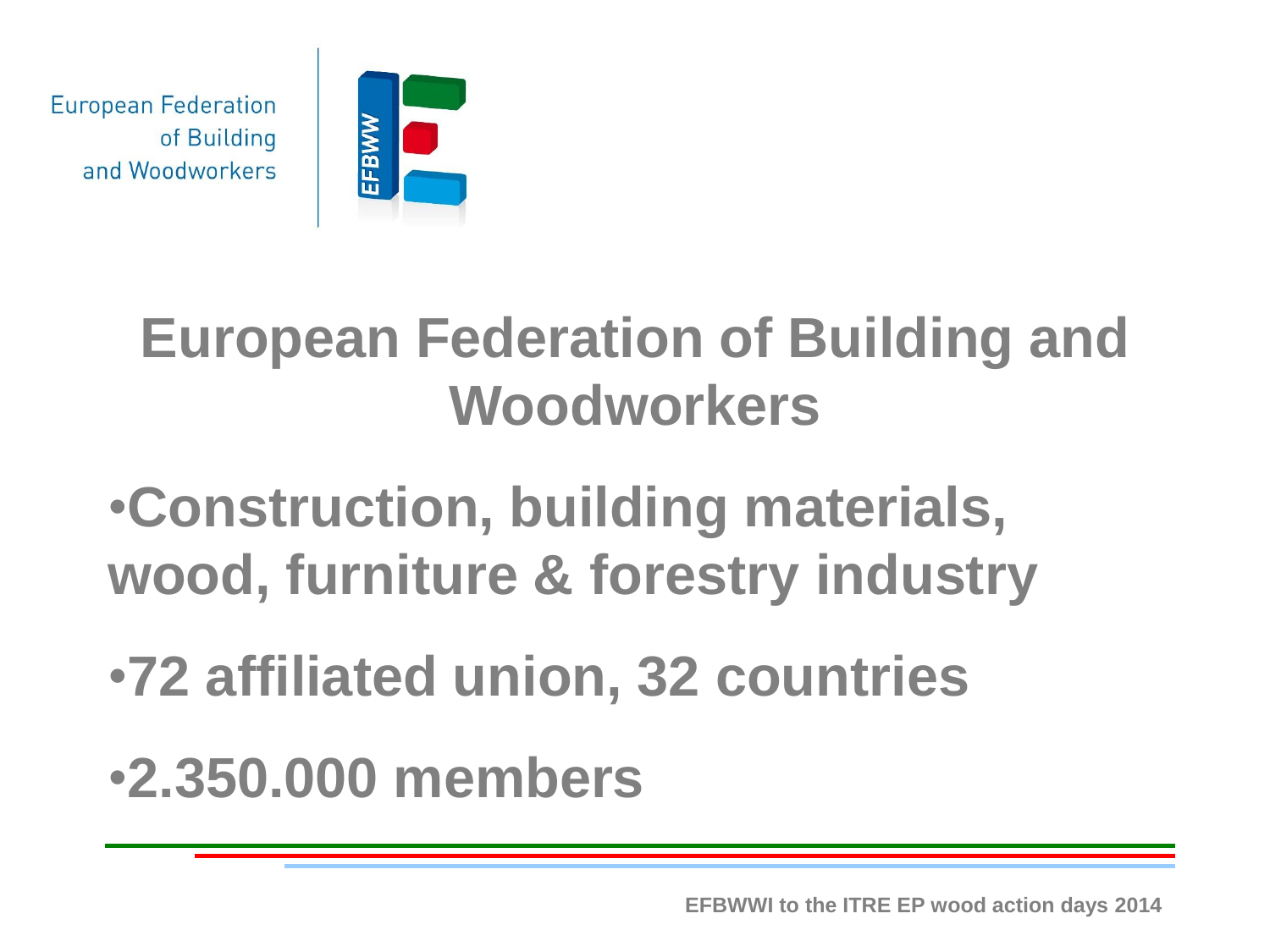# European Federation of Building and Woodworkers

- Construction, building materials, wood, furniture & forestry industry
- 72 affiliated union, 32 countries
- 2.350.000 members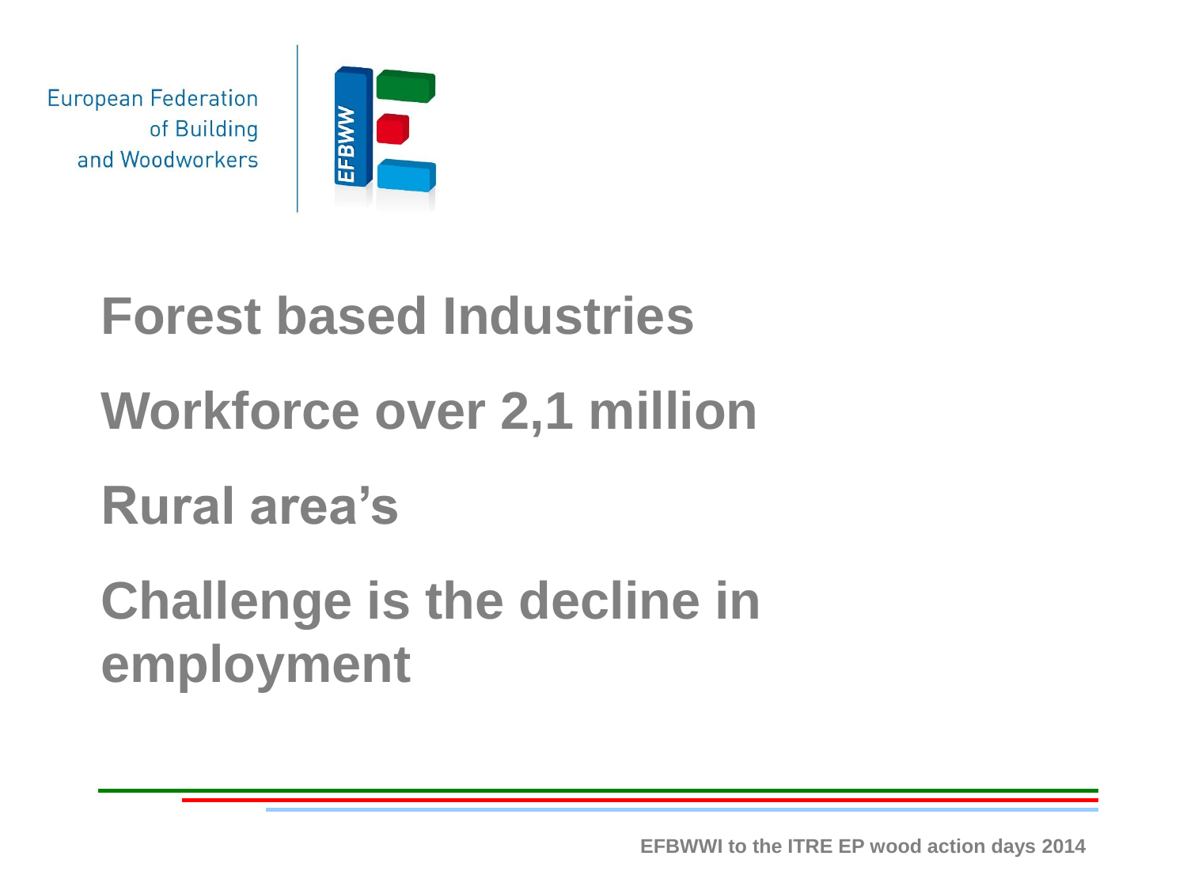European Federation of Building and Woodworkers

# Forest based Industries

# Workforce over 2,1 million

# Rural area's

# Challenge is the decline in employment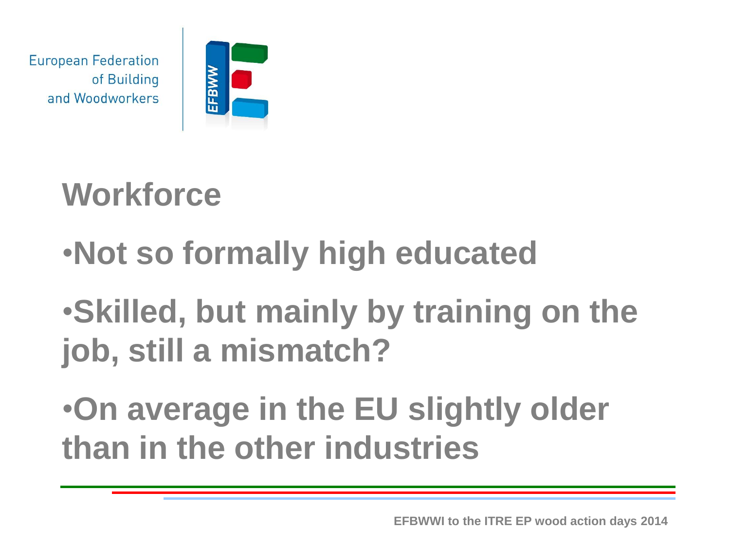## Workforce

- Not so formally high educated
- Skilled, but mainly by training on the job, still a mismatch?
- On average in the EU slightly older than in the other industries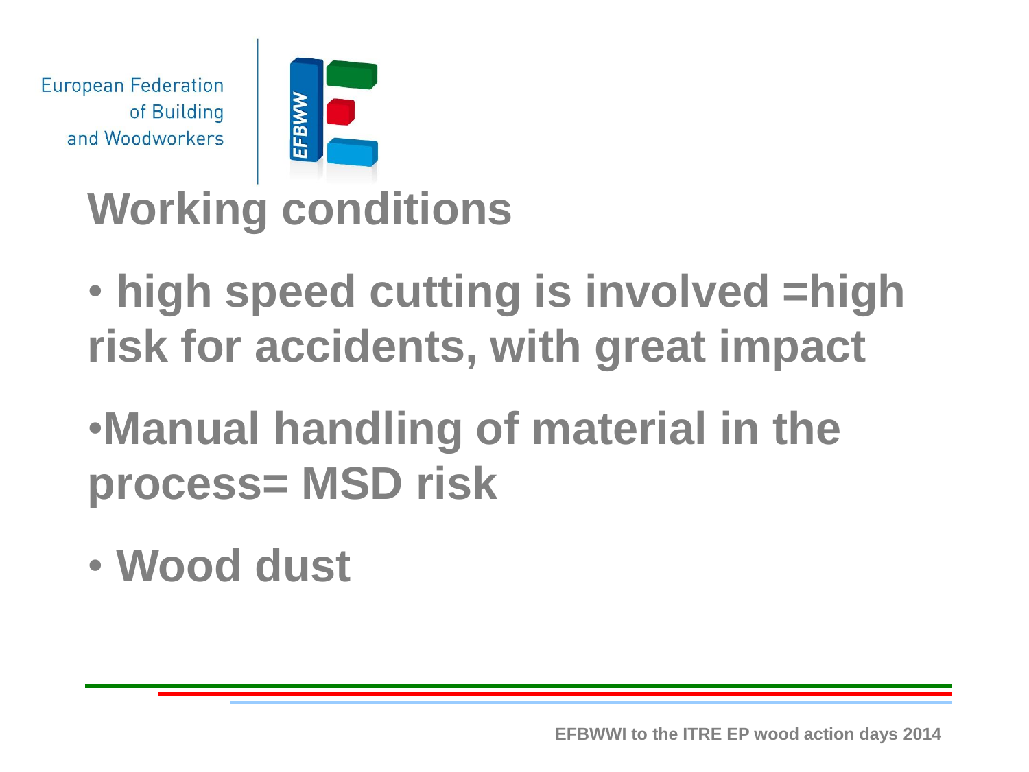# Working conditions

- high speed cutting is involved =high risk for accidents, with great impact
- Manual handling of material in the process= MSD risk
- Wood dust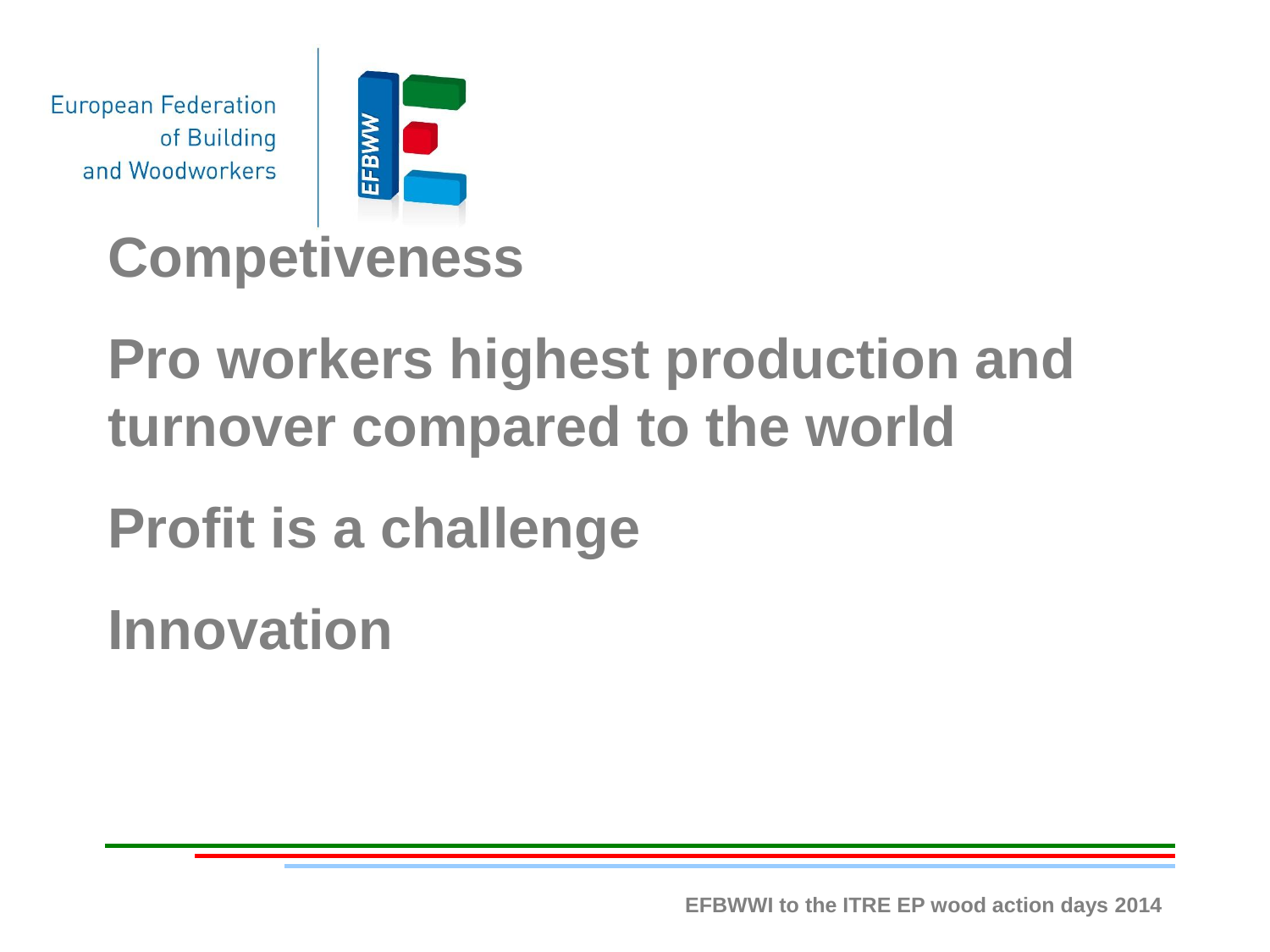European Federation of Building and Woodworkers

# Competiveness

# Pro workers highest production and turnover compared to the world

# Profit is a challenge

# Innovation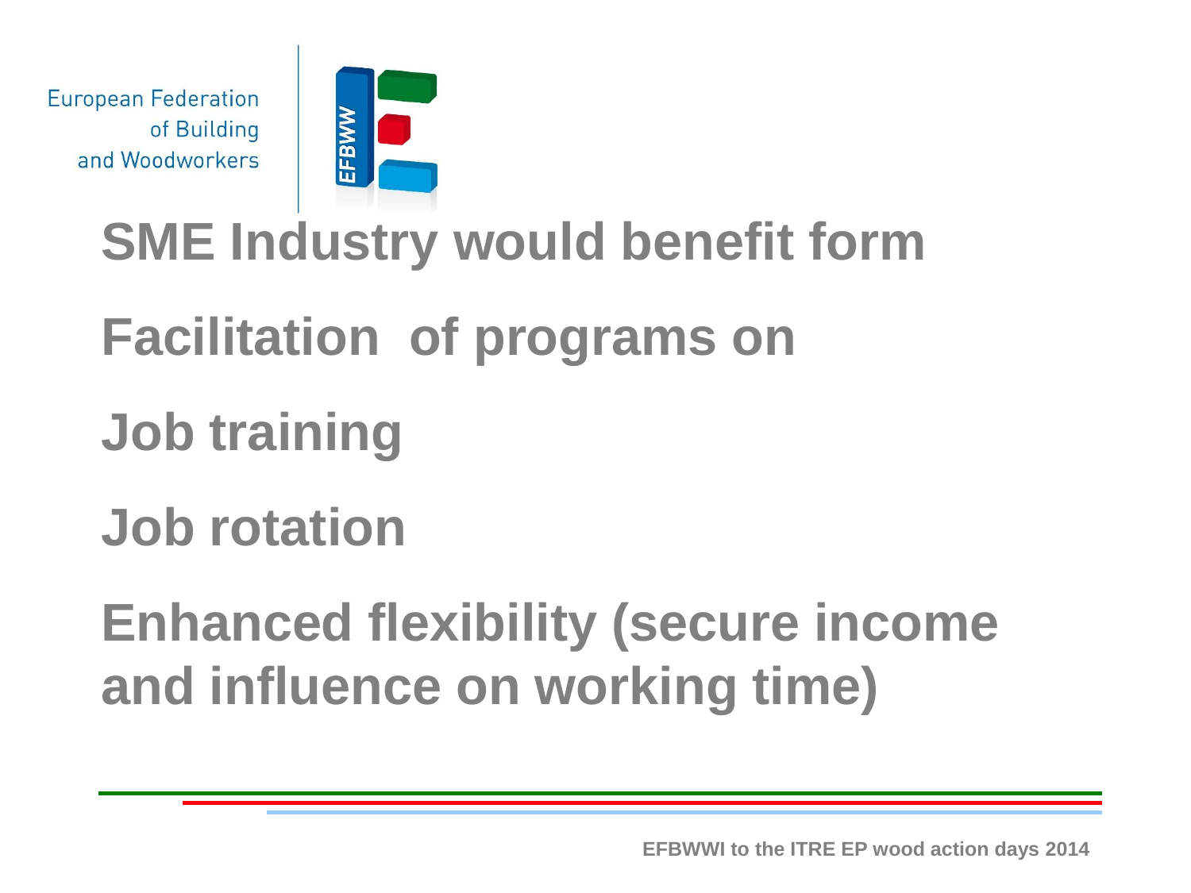**SME Industry would benefit form**

**Facilitation  of programs on**

**Job training**

**Job rotation**

**Enhanced flexibility (secure income and influence on working time)**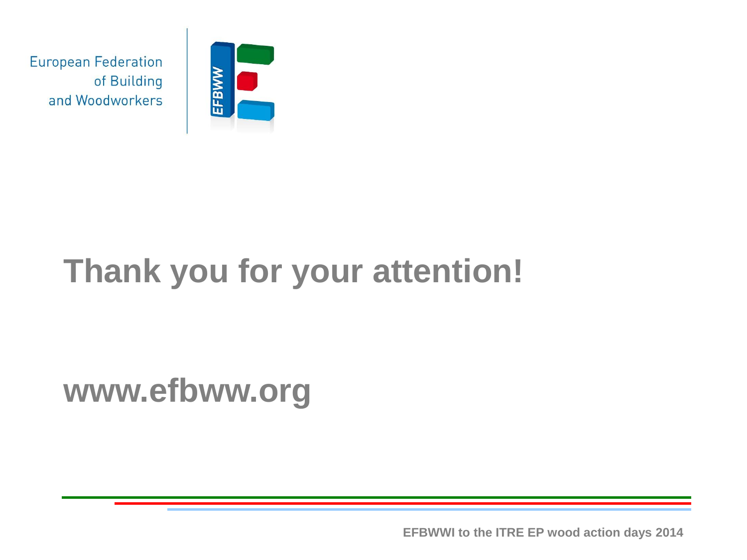European Federation
of Building
and Woodworkers

# Thank you for your attention!

# www.efbww.org

EFBWWI to the ITRE EP wood action days 2014